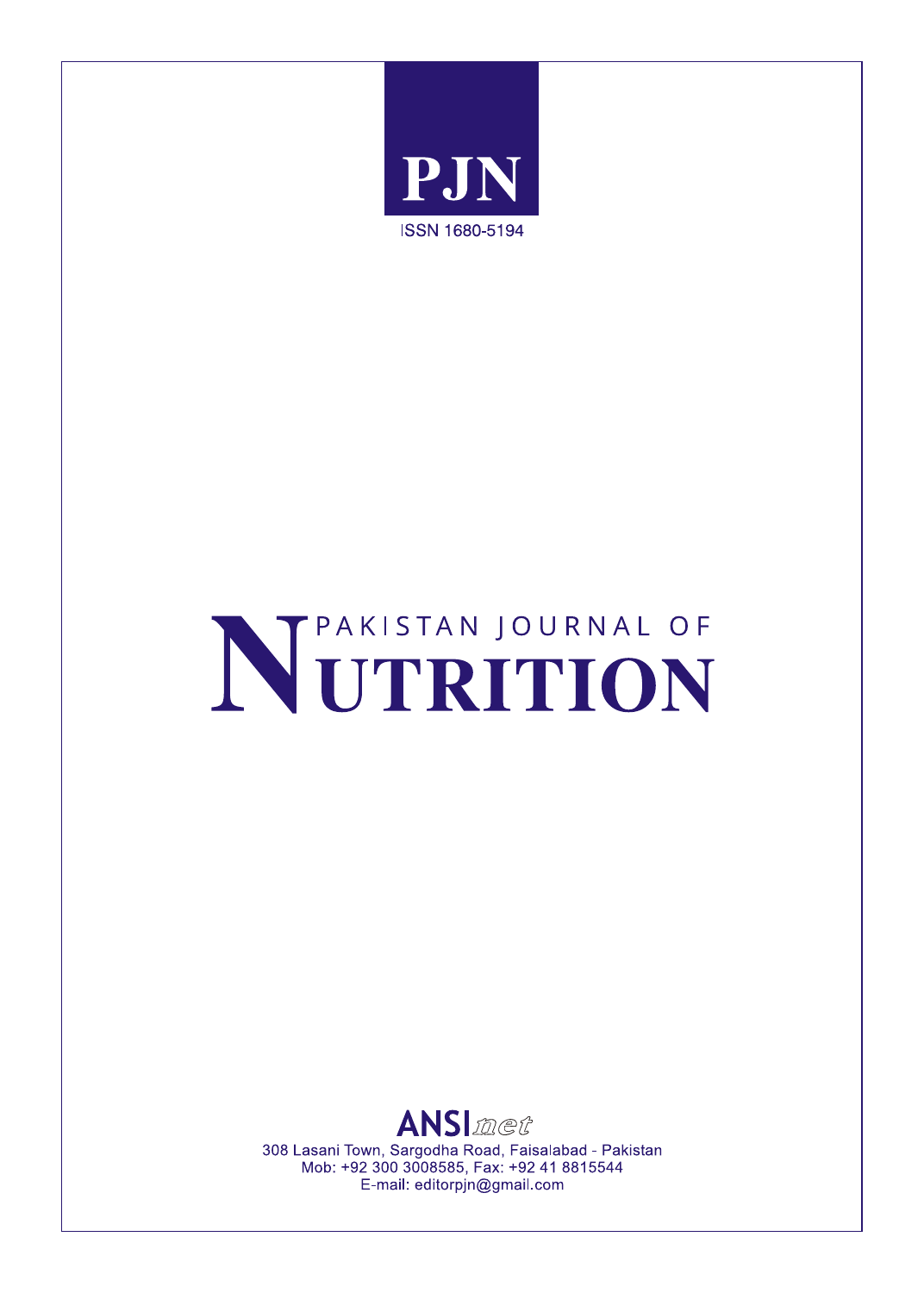PJN

ISSN 1680-5194

# PAKISTAN JOURNAL OF NUTRITION

ANSInet

308 Lasani Town, Sargodha Road, Faisalabad - Pakistan
Mob: +92 300 3008585, Fax: +92 41 8815544
E-mail: editorpjn@gmail.com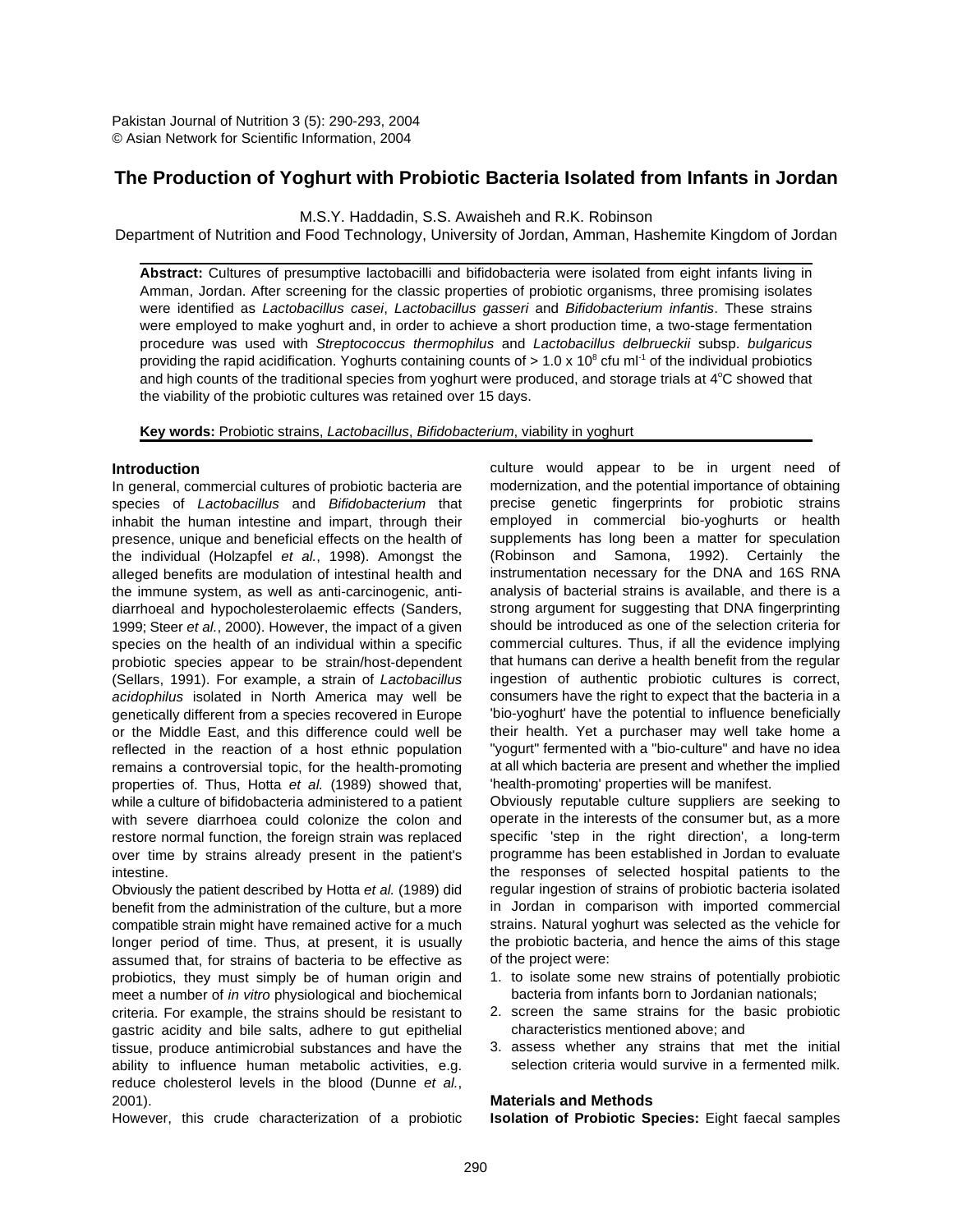# The Production of Yoghurt with Probiotic Bacteria Isolated from Infants in Jordan

M.S.Y. Haddadin, S.S. Awaisheh and R.K. Robinson

Department of Nutrition and Food Technology, University of Jordan, Amman, Hashemite Kingdom of Jordan

**Abstract:** Cultures of presumptive lactobacilli and bifidobacteria were isolated from eight infants living in Amman, Jordan. After screening for the classic properties of probiotic organisms, three promising isolates were identified as *Lactobacillus casei*, *Lactobacillus gasseri* and *Bifidobacterium infantis*. These strains were employed to make yoghurt and, in order to achieve a short production time, a two-stage fermentation procedure was used with *Streptococcus thermophilus* and *Lactobacillus delbrueckii* subsp. *bulgaricus* providing the rapid acidification. Yoghurts containing counts of > $1.0 \times 10^8$ cfu $ml^{-1}$ of the individual probiotics and high counts of the traditional species from yoghurt were produced, and storage trials at 4°C showed that the viability of the probiotic cultures was retained over 15 days.

**Key words:** Probiotic strains, *Lactobacillus*, *Bifidobacterium*, viability in yoghurt

## Introduction

In general, commercial cultures of probiotic bacteria are species of *Lactobacillus* and *Bifidobacterium* that inhabit the human intestine and impart, through their presence, unique and beneficial effects on the health of the individual (Holzapfel *et al.*, 1998). Amongst the alleged benefits are modulation of intestinal health and the immune system, as well as anti-carcinogenic, anti-diarrhoeal and hypocholesterolaemic effects (Sanders, 1999; Steer *et al.*, 2000). However, the impact of a given species on the health of an individual within a specific probiotic species appear to be strain/host-dependent (Sellars, 1991). For example, a strain of *Lactobacillus acidophilus* isolated in North America may well be genetically different from a species recovered in Europe or the Middle East, and this difference could well be reflected in the reaction of a host ethnic population remains a controversial topic, for the health-promoting properties of. Thus, Hotta *et al.* (1989) showed that, while a culture of bifidobacteria administered to a patient with severe diarrhoea could colonize the colon and restore normal function, the foreign strain was replaced over time by strains already present in the patient's intestine.

Obviously the patient described by Hotta *et al.* (1989) did benefit from the administration of the culture, but a more compatible strain might have remained active for a much longer period of time. Thus, at present, it is usually assumed that, for strains of bacteria to be effective as probiotics, they must simply be of human origin and meet a number of *in vitro* physiological and biochemical criteria. For example, the strains should be resistant to gastric acidity and bile salts, adhere to gut epithelial tissue, produce antimicrobial substances and have the ability to influence human metabolic activities, e.g. reduce cholesterol levels in the blood (Dunne *et al.*, 2001).

However, this crude characterization of a probiotic culture would appear to be in urgent need of modernization, and the potential importance of obtaining precise genetic fingerprints for probiotic strains employed in commercial bio-yoghurts or health supplements has long been a matter for speculation (Robinson and Samona, 1992). Certainly the instrumentation necessary for the DNA and 16S RNA analysis of bacterial strains is available, and there is a strong argument for suggesting that DNA fingerprinting should be introduced as one of the selection criteria for commercial cultures. Thus, if all the evidence implying that humans can derive a health benefit from the regular ingestion of authentic probiotic cultures is correct, consumers have the right to expect that the bacteria in a 'bio-yoghurt' have the potential to influence beneficially their health. Yet a purchaser may well take home a "yogurt" fermented with a "bio-culture" and have no idea at all which bacteria are present and whether the implied 'health-promoting' properties will be manifest.

Obviously reputable culture suppliers are seeking to operate in the interests of the consumer but, as a more specific 'step in the right direction', a long-term programme has been established in Jordan to evaluate the responses of selected hospital patients to the regular ingestion of strains of probiotic bacteria isolated in Jordan in comparison with imported commercial strains. Natural yoghurt was selected as the vehicle for the probiotic bacteria, and hence the aims of this stage of the project were:

1. to isolate some new strains of potentially probiotic bacteria from infants born to Jordanian nationals;
2. screen the same strains for the basic probiotic characteristics mentioned above; and
3. assess whether any strains that met the initial selection criteria would survive in a fermented milk.

## Materials and Methods

**Isolation of Probiotic Species:** Eight faecal samples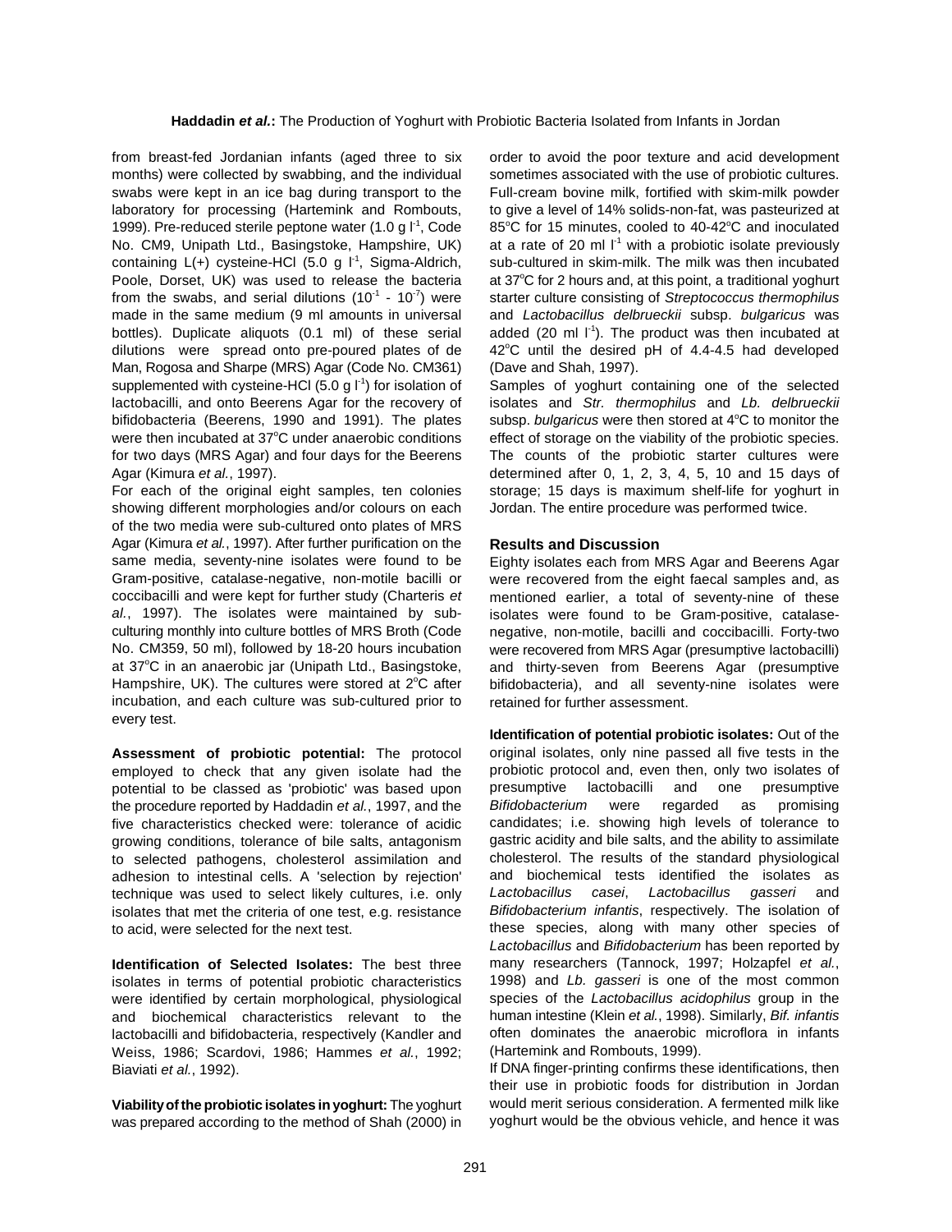from breast-fed Jordanian infants (aged three to six months) were collected by swabbing, and the individual swabs were kept in an ice bag during transport to the laboratory for processing (Hartemink and Rombouts, 1999). Pre-reduced sterile peptone water (1.0 g $l^{-1}$, Code No. CM9, Unipath Ltd., Basingstoke, Hampshire, UK) containing L(+) cysteine-HCl (5.0 g $l^{-1}$, Sigma-Aldrich, Poole, Dorset, UK) was used to release the bacteria from the swabs, and serial dilutions ($10^{-1}$ - $10^{-7}$) were made in the same medium (9 ml amounts in universal bottles). Duplicate aliquots (0.1 ml) of these serial dilutions were spread onto pre-poured plates of de Man, Rogosa and Sharpe (MRS) Agar (Code No. CM361) supplemented with cysteine-HCl (5.0 g $l^{-1}$) for isolation of lactobacilli, and onto Beerens Agar for the recovery of bifidobacteria (Beerens, 1990 and 1991). The plates were then incubated at 37°C under anaerobic conditions for two days (MRS Agar) and four days for the Beerens Agar (Kimura *et al.*, 1997).

For each of the original eight samples, ten colonies showing different morphologies and/or colours on each of the two media were sub-cultured onto plates of MRS Agar (Kimura *et al.*, 1997). After further purification on the same media, seventy-nine isolates were found to be Gram-positive, catalase-negative, non-motile bacilli or coccibacilli and were kept for further study (Charteris *et al.*, 1997). The isolates were maintained by sub-culturing monthly into culture bottles of MRS Broth (Code No. CM359, 50 ml), followed by 18-20 hours incubation at 37°C in an anaerobic jar (Unipath Ltd., Basingstoke, Hampshire, UK). The cultures were stored at 2°C after incubation, and each culture was sub-cultured prior to every test.

**Assessment of probiotic potential:** The protocol employed to check that any given isolate had the potential to be classed as 'probiotic' was based upon the procedure reported by Haddadin *et al.*, 1997, and the five characteristics checked were: tolerance of acidic growing conditions, tolerance of bile salts, antagonism to selected pathogens, cholesterol assimilation and adhesion to intestinal cells. A 'selection by rejection' technique was used to select likely cultures, i.e. only isolates that met the criteria of one test, e.g. resistance to acid, were selected for the next test.

**Identification of Selected Isolates:** The best three isolates in terms of potential probiotic characteristics were identified by certain morphological, physiological and biochemical characteristics relevant to the lactobacilli and bifidobacteria, respectively (Kandler and Weiss, 1986; Scardovi, 1986; Hammes *et al.*, 1992; Biaviati *et al.*, 1992).

**Viability of the probiotic isolates in yoghurt:** The yoghurt was prepared according to the method of Shah (2000) in order to avoid the poor texture and acid development sometimes associated with the use of probiotic cultures. Full-cream bovine milk, fortified with skim-milk powder to give a level of 14% solids-non-fat, was pasteurized at 85°C for 15 minutes, cooled to 40-42°C and inoculated at a rate of 20 ml $l^{-1}$ with a probiotic isolate previously sub-cultured in skim-milk. The milk was then incubated at 37°C for 2 hours and, at this point, a traditional yoghurt starter culture consisting of *Streptococcus thermophilus* and *Lactobacillus delbrueckii* subsp. *bulgaricus* was added (20 ml $l^{-1}$). The product was then incubated at 42°C until the desired pH of 4.4-4.5 had developed (Dave and Shah, 1997).

Samples of yoghurt containing one of the selected isolates and *Str. thermophilus* and *Lb. delbrueckii* subsp. *bulgaricus* were then stored at 4°C to monitor the effect of storage on the viability of the probiotic species. The counts of the probiotic starter cultures were determined after 0, 1, 2, 3, 4, 5, 10 and 15 days of storage; 15 days is maximum shelf-life for yoghurt in Jordan. The entire procedure was performed twice.

## Results and Discussion

Eighty isolates each from MRS Agar and Beerens Agar were recovered from the eight faecal samples and, as mentioned earlier, a total of seventy-nine of these isolates were found to be Gram-positive, catalase-negative, non-motile, bacilli and coccibacilli. Forty-two were recovered from MRS Agar (presumptive lactobacilli) and thirty-seven from Beerens Agar (presumptive bifidobacteria), and all seventy-nine isolates were retained for further assessment.

**Identification of potential probiotic isolates:** Out of the original isolates, only nine passed all five tests in the probiotic protocol and, even then, only two isolates of presumptive lactobacilli and one presumptive *Bifidobacterium* were regarded as promising candidates; i.e. showing high levels of tolerance to gastric acidity and bile salts, and the ability to assimilate cholesterol. The results of the standard physiological and biochemical tests identified the isolates as *Lactobacillus casei*, *Lactobacillus gasseri* and *Bifidobacterium infantis*, respectively. The isolation of these species, along with many other species of *Lactobacillus* and *Bifidobacterium* has been reported by many researchers (Tannock, 1997; Holzapfel *et al.*, 1998) and *Lb. gasseri* is one of the most common species of the *Lactobacillus acidophilus* group in the human intestine (Klein *et al.*, 1998). Similarly, *Bif. infantis* often dominates the anaerobic microflora in infants (Hartemink and Rombouts, 1999).

If DNA finger-printing confirms these identifications, then their use in probiotic foods for distribution in Jordan would merit serious consideration. A fermented milk like yoghurt would be the obvious vehicle, and hence it was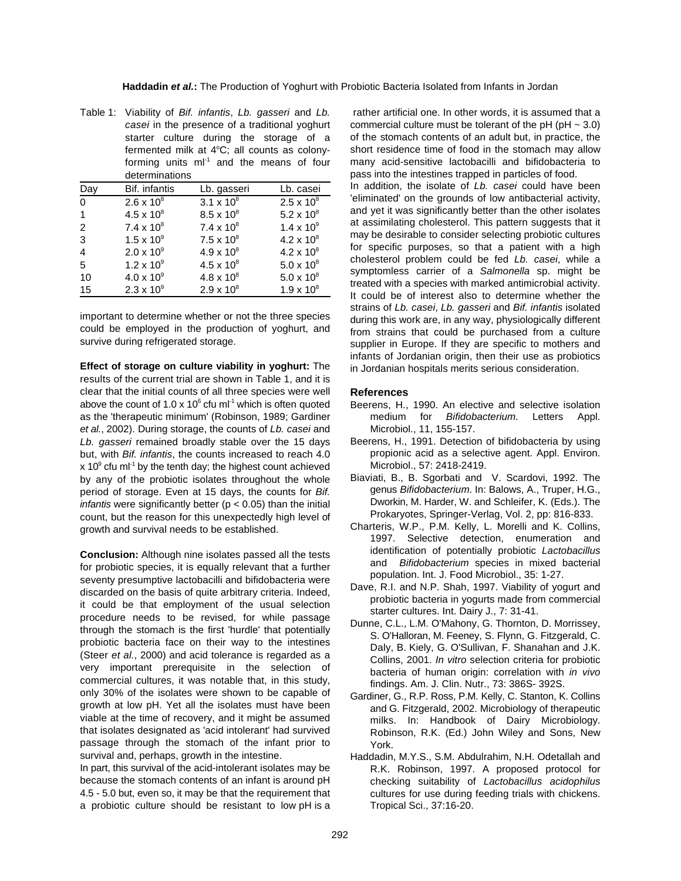Table 1: Viability of *Bif. infantis*, *Lb. gasseri* and *Lb. casei* in the presence of a traditional yoghurt starter culture during the storage of a fermented milk at 4°C; all counts as colony-forming units $ml^{-1}$ and the means of four determinations

| Day | Bif. infantis | Lb. gasseri | Lb. casei |
|---|---|---|---|
| 0 | $2.6 \times 10^8$ | $3.1 \times 10^8$ | $2.5 \times 10^8$ |
| 1 | $4.5 \times 10^8$ | $8.5 \times 10^8$ | $5.2 \times 10^8$ |
| 2 | $7.4 \times 10^8$ | $7.4 \times 10^8$ | $1.4 \times 10^9$ |
| 3 | $1.5 \times 10^9$ | $7.5 \times 10^8$ | $4.2 \times 10^8$ |
| 4 | $2.0 \times 10^9$ | $4.9 \times 10^8$ | $4.2 \times 10^8$ |
| 5 | $1.2 \times 10^9$ | $4.5 \times 10^8$ | $5.0 \times 10^8$ |
| 10 | $4.0 \times 10^9$ | $4.8 \times 10^8$ | $5.0 \times 10^8$ |
| 15 | $2.3 \times 10^9$ | $2.9 \times 10^8$ | $1.9 \times 10^8$ |

important to determine whether or not the three species could be employed in the production of yoghurt, and survive during refrigerated storage.

**Effect of storage on culture viability in yoghurt:** The results of the current trial are shown in Table 1, and it is clear that the initial counts of all three species were well above the count of $1.0 \times 10^6$ cfu $ml^{-1}$ which is often quoted as the 'therapeutic minimum' (Robinson, 1989; Gardiner *et al.*, 2002). During storage, the counts of *Lb. casei* and *Lb. gasseri* remained broadly stable over the 15 days but, with *Bif. infantis*, the counts increased to reach 4.0 $\times 10^9$ cfu $ml^{-1}$ by the tenth day; the highest count achieved by any of the probiotic isolates throughout the whole period of storage. Even at 15 days, the counts for *Bif. infantis* were significantly better ($p < 0.05$) than the initial count, but the reason for this unexpectedly high level of growth and survival needs to be established.

**Conclusion:** Although nine isolates passed all the tests for probiotic species, it is equally relevant that a further seventy presumptive lactobacilli and bifidobacteria were discarded on the basis of quite arbitrary criteria. Indeed, it could be that employment of the usual selection procedure needs to be revised, for while passage through the stomach is the first 'hurdle' that potentially probiotic bacteria face on their way to the intestines (Steer *et al.*, 2000) and acid tolerance is regarded as a very important prerequisite in the selection of commercial cultures, it was notable that, in this study, only 30% of the isolates were shown to be capable of growth at low pH. Yet all the isolates must have been viable at the time of recovery, and it might be assumed that isolates designated as 'acid intolerant' had survived passage through the stomach of the infant prior to survival and, perhaps, growth in the intestine.

In part, this survival of the acid-intolerant isolates may be because the stomach contents of an infant is around pH 4.5 - 5.0 but, even so, it may be that the requirement that a probiotic culture should be resistant to low pH is a rather artificial one. In other words, it is assumed that a commercial culture must be tolerant of the pH (pH ~ 3.0) of the stomach contents of an adult but, in practice, the short residence time of food in the stomach may allow many acid-sensitive lactobacilli and bifidobacteria to pass into the intestines trapped in particles of food.

In addition, the isolate of *Lb. casei* could have been 'eliminated' on the grounds of low antibacterial activity, and yet it was significantly better than the other isolates at assimilating cholesterol. This pattern suggests that it may be desirable to consider selecting probiotic cultures for specific purposes, so that a patient with a high cholesterol problem could be fed *Lb. casei*, while a symptomless carrier of a *Salmonella* sp. might be treated with a species with marked antimicrobial activity. It could be of interest also to determine whether the strains of *Lb. casei*, *Lb. gasseri* and *Bif. infantis* isolated during this work are, in any way, physiologically different from strains that could be purchased from a culture supplier in Europe. If they are specific to mothers and infants of Jordanian origin, then their use as probiotics in Jordanian hospitals merits serious consideration.

## References

Beerens, H., 1990. An elective and selective isolation medium for *Bifidobacterium*. Letters Appl. Microbiol., 11, 155-157.

Beerens, H., 1991. Detection of bifidobacteria by using propionic acid as a selective agent. Appl. Environ. Microbiol., 57: 2418-2419.

Biaviati, B., B. Sgorbati and V. Scardovi, 1992. The genus *Bifidobacterium*. In: Balows, A., Truper, H.G., Dworkin, M. Harder, W. and Schleifer, K. (Eds.). The Prokaryotes, Springer-Verlag, Vol. 2, pp: 816-833.

Charteris, W.P., P.M. Kelly, L. Morelli and K. Collins, 1997. Selective detection, enumeration and identification of potentially probiotic *Lactobacillus* and *Bifidobacterium* species in mixed bacterial population. Int. J. Food Microbiol., 35: 1-27.

Dave, R.I. and N.P. Shah, 1997. Viability of yogurt and probiotic bacteria in yogurts made from commercial starter cultures. Int. Dairy J., 7: 31-41.

Dunne, C.L., L.M. O'Mahony, G. Thornton, D. Morrissey, S. O'Halloran, M. Feeney, S. Flynn, G. Fitzgerald, C. Daly, B. Kiely, G. O'Sullivan, F. Shanahan and J.K. Collins, 2001. *In vitro* selection criteria for probiotic bacteria of human origin: correlation with *in vivo* findings. Am. J. Clin. Nutr., 73: 386S- 392S.

Gardiner, G., R.P. Ross, P.M. Kelly, C. Stanton, K. Collins and G. Fitzgerald, 2002. Microbiology of therapeutic milks. In: Handbook of Dairy Microbiology. Robinson, R.K. (Ed.) John Wiley and Sons, New York.

Haddadin, M.Y.S., S.M. Abdulrahim, N.H. Odetallah and R.K. Robinson, 1997. A proposed protocol for checking suitability of *Lactobacillus acidophilus* cultures for use during feeding trials with chickens. Tropical Sci., 37:16-20.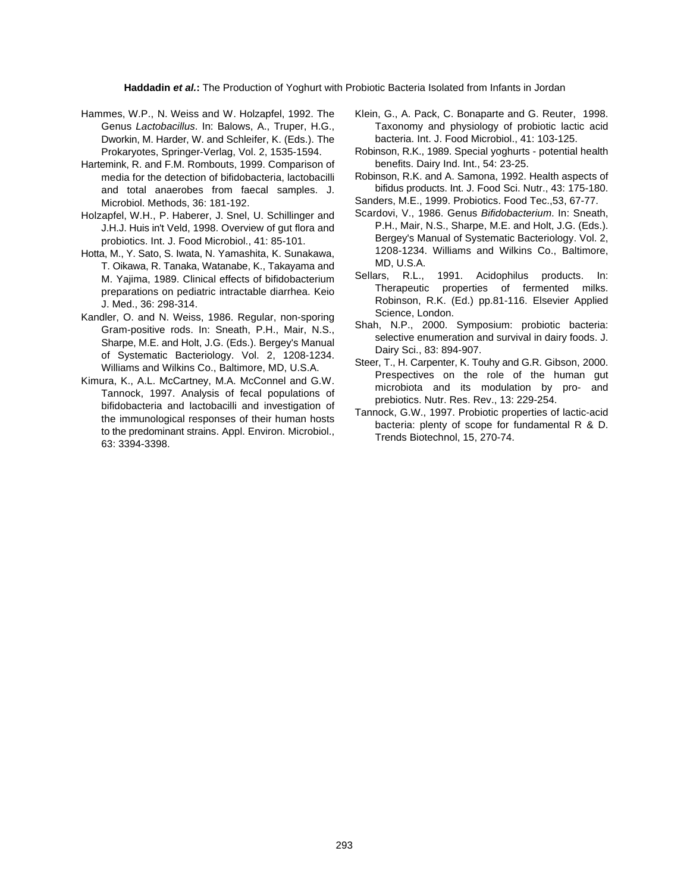Hammes, W.P., N. Weiss and W. Holzapfel, 1992. The Genus *Lactobacillus*. In: Balows, A., Truper, H.G., Dworkin, M. Harder, W. and Schleifer, K. (Eds.). The Prokaryotes, Springer-Verlag, Vol. 2, 1535-1594.

Hartemink, R. and F.M. Rombouts, 1999. Comparison of media for the detection of bifidobacteria, lactobacilli and total anaerobes from faecal samples. J. Microbiol. Methods, 36: 181-192.

Holzapfel, W.H., P. Haberer, J. Snel, U. Schillinger and J.H.J. Huis in't Veld, 1998. Overview of gut flora and probiotics. Int. J. Food Microbiol., 41: 85-101.

Hotta, M., Y. Sato, S. Iwata, N. Yamashita, K. Sunakawa, T. Oikawa, R. Tanaka, Watanabe, K., Takayama and M. Yajima, 1989. Clinical effects of bifidobacterium preparations on pediatric intractable diarrhea. Keio J. Med., 36: 298-314.

Kandler, O. and N. Weiss, 1986. Regular, non-sporing Gram-positive rods. In: Sneath, P.H., Mair, N.S., Sharpe, M.E. and Holt, J.G. (Eds.). Bergey's Manual of Systematic Bacteriology. Vol. 2, 1208-1234. Williams and Wilkins Co., Baltimore, MD, U.S.A.

Kimura, K., A.L. McCartney, M.A. McConnel and G.W. Tannock, 1997. Analysis of fecal populations of bifidobacteria and lactobacilli and investigation of the immunological responses of their human hosts to the predominant strains. Appl. Environ. Microbiol., 63: 3394-3398.

Klein, G., A. Pack, C. Bonaparte and G. Reuter, 1998. Taxonomy and physiology of probiotic lactic acid bacteria. Int. J. Food Microbiol., 41: 103-125.

Robinson, R.K., 1989. Special yoghurts - potential health benefits. Dairy Ind. Int., 54: 23-25.

Robinson, R.K. and A. Samona, 1992. Health aspects of bifidus products. Int. J. Food Sci. Nutr., 43: 175-180.

Sanders, M.E., 1999. Probiotics. Food Tec.,53, 67-77.

Scardovi, V., 1986. Genus *Bifidobacterium*. In: Sneath, P.H., Mair, N.S., Sharpe, M.E. and Holt, J.G. (Eds.). Bergey's Manual of Systematic Bacteriology. Vol. 2, 1208-1234. Williams and Wilkins Co., Baltimore, MD, U.S.A.

Sellars, R.L., 1991. Acidophilus products. In: Therapeutic properties of fermented milks. Robinson, R.K. (Ed.) pp.81-116. Elsevier Applied Science, London.

Shah, N.P., 2000. Symposium: probiotic bacteria: selective enumeration and survival in dairy foods. J. Dairy Sci., 83: 894-907.

Steer, T., H. Carpenter, K. Touhy and G.R. Gibson, 2000. Prespectives on the role of the human gut microbiota and its modulation by pro- and prebiotics. Nutr. Res. Rev., 13: 229-254.

Tannock, G.W., 1997. Probiotic properties of lactic-acid bacteria: plenty of scope for fundamental R & D. Trends Biotechnol, 15, 270-74.